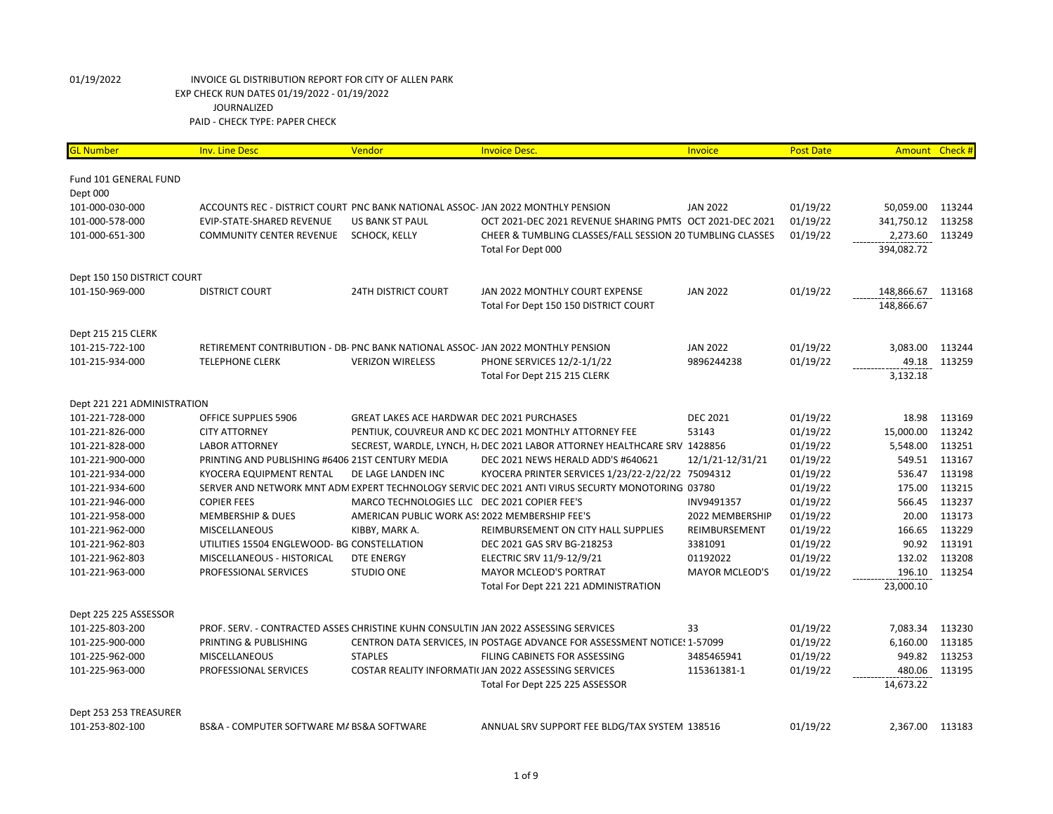01/19/2022 INVOICE GL DISTRIBUTION REPORT FOR CITY OF ALLEN PARK

EXP CHECK RUN DATES 01/19/2022 - 01/19/2022

JOURNALIZED

PAID - CHECK TYPE: PAPER CHECK

| GL Number | Inv. Line Desc | Vendor | Invoice Desc. | Invoice | Post Date | Amount | Check # |
|---|---|---|---|---|---|---|---|
| Fund 101 GENERAL FUND | | | | | | | |
| Dept 000 | | | | | | | |
| 101-000-030-000 | ACCOUNTS REC - DISTRICT COURT | PNC BANK NATIONAL ASSOC- | JAN 2022 MONTHLY PENSION | JAN 2022 | 01/19/22 | 50,059.00 | 113244 |
| 101-000-578-000 | EVIP-STATE-SHARED REVENUE | US BANK ST PAUL | OCT 2021-DEC 2021 REVENUE SHARING PMTS | OCT 2021-DEC 2021 | 01/19/22 | 341,750.12 | 113258 |
| 101-000-651-300 | COMMUNITY CENTER REVENUE | SCHOCK, KELLY | CHEER & TUMBLING CLASSES/FALL SESSION 20 | TUMBLING CLASSES | 01/19/22 | 2,273.60 | 113249 |
| | | | Total For Dept 000 | | | 394,082.72 | |
| Dept 150 150 DISTRICT COURT | | | | | | | |
| 101-150-969-000 | DISTRICT COURT | 24TH DISTRICT COURT | JAN 2022 MONTHLY COURT EXPENSE | JAN 2022 | 01/19/22 | 148,866.67 | 113168 |
| | | | Total For Dept 150 150 DISTRICT COURT | | | 148,866.67 | |
| Dept 215 215 CLERK | | | | | | | |
| 101-215-722-100 | RETIREMENT CONTRIBUTION - DB- | PNC BANK NATIONAL ASSOC- | JAN 2022 MONTHLY PENSION | JAN 2022 | 01/19/22 | 3,083.00 | 113244 |
| 101-215-934-000 | TELEPHONE CLERK | VERIZON WIRELESS | PHONE SERVICES 12/2-1/1/22 | 9896244238 | 01/19/22 | 49.18 | 113259 |
| | | | Total For Dept 215 215 CLERK | | | 3,132.18 | |
| Dept 221 221 ADMINISTRATION | | | | | | | |
| 101-221-728-000 | OFFICE SUPPLIES 5906 | GREAT LAKES ACE HARDWAR | DEC 2021 PURCHASES | DEC 2021 | 01/19/22 | 18.98 | 113169 |
| 101-221-826-000 | CITY ATTORNEY | PENTIUK, COUVREUR AND KC | DEC 2021 MONTHLY ATTORNEY FEE | 53143 | 01/19/22 | 15,000.00 | 113242 |
| 101-221-828-000 | LABOR ATTORNEY | SECREST, WARDLE, LYNCH, H. | DEC 2021 LABOR ATTORNEY HEALTHCARE SRV | 1428856 | 01/19/22 | 5,548.00 | 113251 |
| 101-221-900-000 | PRINTING AND PUBLISHING #6406 | 21ST CENTURY MEDIA | DEC 2021 NEWS HERALD ADD'S #640621 | 12/1/21-12/31/21 | 01/19/22 | 549.51 | 113167 |
| 101-221-934-000 | KYOCERA EQUIPMENT RENTAL | DE LAGE LANDEN INC | KYOCERA PRINTER SERVICES 1/23/22-2/22/22 | 75094312 | 01/19/22 | 536.47 | 113198 |
| 101-221-934-600 | SERVER AND NETWORK MNT ADM | EXPERT TECHNOLOGY SERVIC | DEC 2021 ANTI VIRUS SECURTY MONOTORING | 03780 | 01/19/22 | 175.00 | 113215 |
| 101-221-946-000 | COPIER FEES | MARCO TECHNOLOGIES LLC | DEC 2021 COPIER FEE'S | INV9491357 | 01/19/22 | 566.45 | 113237 |
| 101-221-958-000 | MEMBERSHIP & DUES | AMERICAN PUBLIC WORK AS: | 2022 MEMBERSHIP FEE'S | 2022 MEMBERSHIP | 01/19/22 | 20.00 | 113173 |
| 101-221-962-000 | MISCELLANEOUS | KIBBY, MARK A. | REIMBURSEMENT ON CITY HALL SUPPLIES | REIMBURSEMENT | 01/19/22 | 166.65 | 113229 |
| 101-221-962-803 | UTILITIES 15504 ENGLEWOOD- BG | CONSTELLATION | DEC 2021 GAS SRV BG-218253 | 3381091 | 01/19/22 | 90.92 | 113191 |
| 101-221-962-803 | MISCELLANEOUS - HISTORICAL | DTE ENERGY | ELECTRIC SRV 11/9-12/9/21 | 01192022 | 01/19/22 | 132.02 | 113208 |
| 101-221-963-000 | PROFESSIONAL SERVICES | STUDIO ONE | MAYOR MCLEOD'S PORTRAT | MAYOR MCLEOD'S | 01/19/22 | 196.10 | 113254 |
| | | | Total For Dept 221 221 ADMINISTRATION | | | 23,000.10 | |
| Dept 225 225 ASSESSOR | | | | | | | |
| 101-225-803-200 | PROF. SERV. - CONTRACTED ASSES | CHRISTINE KUHN CONSULTIN | JAN 2022 ASSESSING SERVICES | 33 | 01/19/22 | 7,083.34 | 113230 |
| 101-225-900-000 | PRINTING & PUBLISHING | CENTRON DATA SERVICES, IN | POSTAGE ADVANCE FOR ASSESSMENT NOTICE: | 1-57099 | 01/19/22 | 6,160.00 | 113185 |
| 101-225-962-000 | MISCELLANEOUS | STAPLES | FILING CABINETS FOR ASSESSING | 3485465941 | 01/19/22 | 949.82 | 113253 |
| 101-225-963-000 | PROFESSIONAL SERVICES | COSTAR REALITY INFORMATI( | JAN 2022 ASSESSING SERVICES | 115361381-1 | 01/19/22 | 480.06 | 113195 |
| | | | Total For Dept 225 225 ASSESSOR | | | 14,673.22 | |
| Dept 253 253 TREASURER | | | | | | | |
| 101-253-802-100 | BS&A - COMPUTER SOFTWARE M/ | BS&A SOFTWARE | ANNUAL SRV SUPPORT FEE BLDG/TAX SYSTEM | 138516 | 01/19/22 | 2,367.00 | 113183 |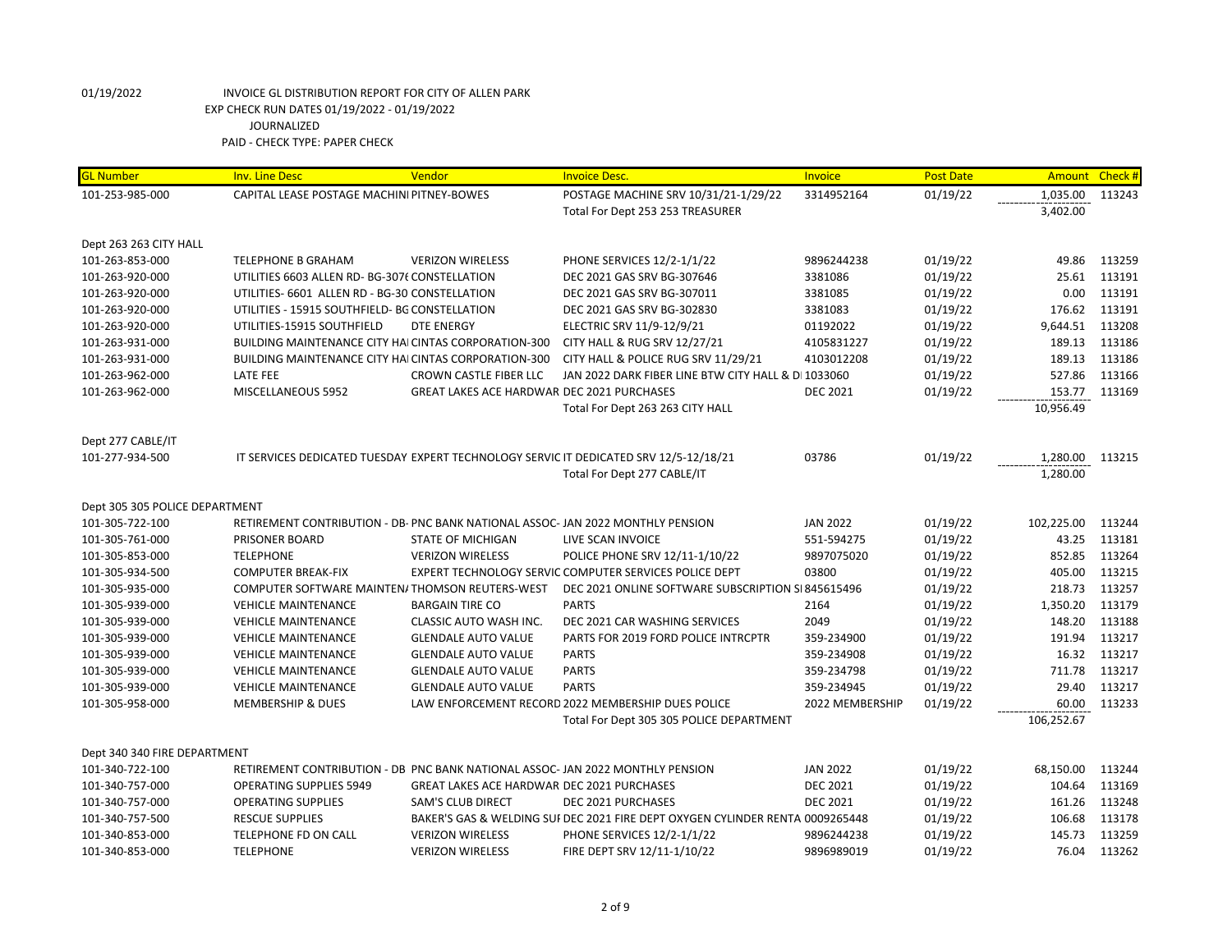01/19/2022 INVOICE GL DISTRIBUTION REPORT FOR CITY OF ALLEN PARK
EXP CHECK RUN DATES 01/19/2022 - 01/19/2022
JOURNALIZED
PAID - CHECK TYPE: PAPER CHECK

| GL Number | Inv. Line Desc | Vendor | Invoice Desc. | Invoice | Post Date | Amount | Check # |
|---|---|---|---|---|---|---|---|
| 101-253-985-000 | CAPITAL LEASE POSTAGE MACHINI | PITNEY-BOWES | POSTAGE MACHINE SRV 10/31/21-1/29/22 | 3314952164 | 01/19/22 | 1,035.00 | 113243 |
| | | | Total For Dept 253 253 TREASURER | | | 3,402.00 | |
| Dept 263 263 CITY HALL | | | | | | | |
| 101-263-853-000 | TELEPHONE B GRAHAM | VERIZON WIRELESS | PHONE SERVICES 12/2-1/1/22 | 9896244238 | 01/19/22 | 49.86 | 113259 |
| 101-263-920-000 | UTILITIES 6603 ALLEN RD- BG-3076 | CONSTELLATION | DEC 2021 GAS SRV BG-307646 | 3381086 | 01/19/22 | 25.61 | 113191 |
| 101-263-920-000 | UTILITIES- 6601 ALLEN RD - BG-30 | CONSTELLATION | DEC 2021 GAS SRV BG-307011 | 3381085 | 01/19/22 | 0.00 | 113191 |
| 101-263-920-000 | UTILITIES - 15915 SOUTHFIELD- BG | CONSTELLATION | DEC 2021 GAS SRV BG-302830 | 3381083 | 01/19/22 | 176.62 | 113191 |
| 101-263-920-000 | UTILITIES-15915 SOUTHFIELD | DTE ENERGY | ELECTRIC SRV 11/9-12/9/21 | 01192022 | 01/19/22 | 9,644.51 | 113208 |
| 101-263-931-000 | BUILDING MAINTENANCE CITY HAI | CINTAS CORPORATION-300 | CITY HALL & RUG SRV 12/27/21 | 4105831227 | 01/19/22 | 189.13 | 113186 |
| 101-263-931-000 | BUILDING MAINTENANCE CITY HAI | CINTAS CORPORATION-300 | CITY HALL & POLICE RUG SRV 11/29/21 | 4103012208 | 01/19/22 | 189.13 | 113186 |
| 101-263-962-000 | LATE FEE | CROWN CASTLE FIBER LLC | JAN 2022 DARK FIBER LINE BTW CITY HALL & D | 1033060 | 01/19/22 | 527.86 | 113166 |
| 101-263-962-000 | MISCELLANEOUS 5952 | GREAT LAKES ACE HARDWAR | DEC 2021 PURCHASES | DEC 2021 | 01/19/22 | 153.77 | 113169 |
| | | | Total For Dept 263 263 CITY HALL | | | 10,956.49 | |
| Dept 277 CABLE/IT | | | | | | | |
| 101-277-934-500 | IT SERVICES DEDICATED TUESDAY | EXPERT TECHNOLOGY SERVIC | IT DEDICATED SRV 12/5-12/18/21 | 03786 | 01/19/22 | 1,280.00 | 113215 |
| | | | Total For Dept 277 CABLE/IT | | | 1,280.00 | |
| Dept 305 305 POLICE DEPARTMENT | | | | | | | |
| 101-305-722-100 | RETIREMENT CONTRIBUTION - DB- | PNC BANK NATIONAL ASSOC- | JAN 2022 MONTHLY PENSION | JAN 2022 | 01/19/22 | 102,225.00 | 113244 |
| 101-305-761-000 | PRISONER BOARD | STATE OF MICHIGAN | LIVE SCAN INVOICE | 551-594275 | 01/19/22 | 43.25 | 113181 |
| 101-305-853-000 | TELEPHONE | VERIZON WIRELESS | POLICE PHONE SRV 12/11-1/10/22 | 9897075020 | 01/19/22 | 852.85 | 113264 |
| 101-305-934-500 | COMPUTER BREAK-FIX | EXPERT TECHNOLOGY SERVIC | COMPUTER SERVICES POLICE DEPT | 03800 | 01/19/22 | 405.00 | 113215 |
| 101-305-935-000 | COMPUTER SOFTWARE MAINTEN/ | THOMSON REUTERS-WEST | DEC 2021 ONLINE SOFTWARE SUBSCRIPTION SI | 845615496 | 01/19/22 | 218.73 | 113257 |
| 101-305-939-000 | VEHICLE MAINTENANCE | BARGAIN TIRE CO | PARTS | 2164 | 01/19/22 | 1,350.20 | 113179 |
| 101-305-939-000 | VEHICLE MAINTENANCE | CLASSIC AUTO WASH INC. | DEC 2021 CAR WASHING SERVICES | 2049 | 01/19/22 | 148.20 | 113188 |
| 101-305-939-000 | VEHICLE MAINTENANCE | GLENDALE AUTO VALUE | PARTS FOR 2019 FORD POLICE INTRCPTR | 359-234900 | 01/19/22 | 191.94 | 113217 |
| 101-305-939-000 | VEHICLE MAINTENANCE | GLENDALE AUTO VALUE | PARTS | 359-234908 | 01/19/22 | 16.32 | 113217 |
| 101-305-939-000 | VEHICLE MAINTENANCE | GLENDALE AUTO VALUE | PARTS | 359-234798 | 01/19/22 | 711.78 | 113217 |
| 101-305-939-000 | VEHICLE MAINTENANCE | GLENDALE AUTO VALUE | PARTS | 359-234945 | 01/19/22 | 29.40 | 113217 |
| 101-305-958-000 | MEMBERSHIP & DUES | LAW ENFORCEMENT RECORD | 2022 MEMBERSHIP DUES POLICE | 2022 MEMBERSHIP | 01/19/22 | 60.00 | 113233 |
| | | | Total For Dept 305 305 POLICE DEPARTMENT | | | 106,252.67 | |
| Dept 340 340 FIRE DEPARTMENT | | | | | | | |
| 101-340-722-100 | RETIREMENT CONTRIBUTION - DB | PNC BANK NATIONAL ASSOC- | JAN 2022 MONTHLY PENSION | JAN 2022 | 01/19/22 | 68,150.00 | 113244 |
| 101-340-757-000 | OPERATING SUPPLIES 5949 | GREAT LAKES ACE HARDWAR | DEC 2021 PURCHASES | DEC 2021 | 01/19/22 | 104.64 | 113169 |
| 101-340-757-000 | OPERATING SUPPLIES | SAM'S CLUB DIRECT | DEC 2021 PURCHASES | DEC 2021 | 01/19/22 | 161.26 | 113248 |
| 101-340-757-500 | RESCUE SUPPLIES | BAKER'S GAS & WELDING SUI | DEC 2021 FIRE DEPT OXYGEN CYLINDER RENTA | 0009265448 | 01/19/22 | 106.68 | 113178 |
| 101-340-853-000 | TELEPHONE FD ON CALL | VERIZON WIRELESS | PHONE SERVICES 12/2-1/1/22 | 9896244238 | 01/19/22 | 145.73 | 113259 |
| 101-340-853-000 | TELEPHONE | VERIZON WIRELESS | FIRE DEPT SRV 12/11-1/10/22 | 9896989019 | 01/19/22 | 76.04 | 113262 |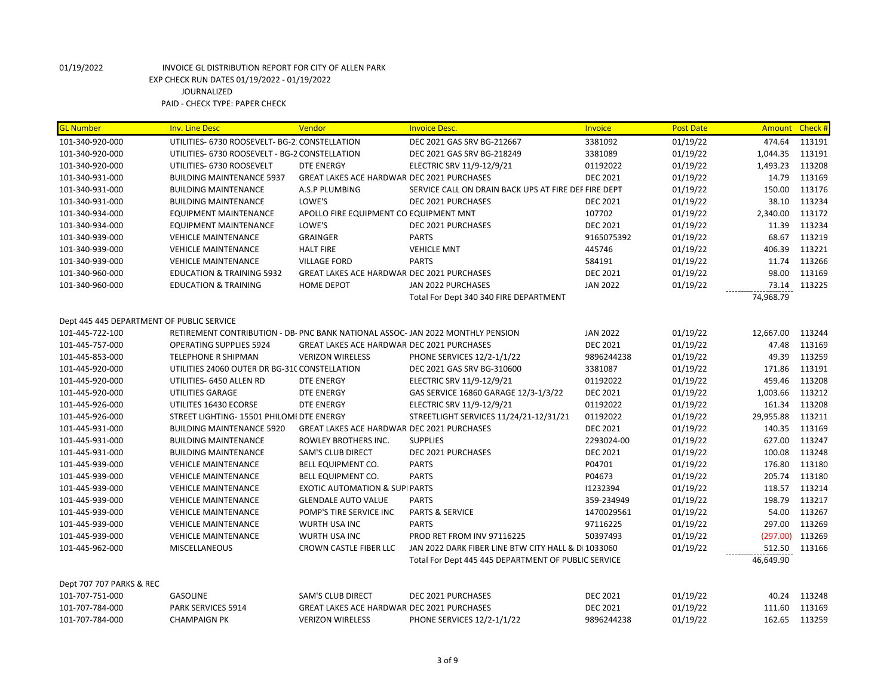01/19/2022 INVOICE GL DISTRIBUTION REPORT FOR CITY OF ALLEN PARK
EXP CHECK RUN DATES 01/19/2022 - 01/19/2022
JOURNALIZED
PAID - CHECK TYPE: PAPER CHECK

| GL Number | Inv. Line Desc | Vendor | Invoice Desc. | Invoice | Post Date | Amount | Check # |
|---|---|---|---|---|---|---|---|
| 101-340-920-000 | UTILITIES- 6730 ROOSEVELT- BG-2 | CONSTELLATION | DEC 2021 GAS SRV BG-212667 | 3381092 | 01/19/22 | 474.64 | 113191 |
| 101-340-920-000 | UTILITIES- 6730 ROOSEVELT - BG-2 | CONSTELLATION | DEC 2021 GAS SRV BG-218249 | 3381089 | 01/19/22 | 1,044.35 | 113191 |
| 101-340-920-000 | UTILITIES- 6730 ROOSEVELT | DTE ENERGY | ELECTRIC SRV 11/9-12/9/21 | 01192022 | 01/19/22 | 1,493.23 | 113208 |
| 101-340-931-000 | BUILDING MAINTENANCE 5937 | GREAT LAKES ACE HARDWAR | DEC 2021 PURCHASES | DEC 2021 | 01/19/22 | 14.79 | 113169 |
| 101-340-931-000 | BUILDING MAINTENANCE | A.S.P PLUMBING | SERVICE CALL ON DRAIN BACK UPS AT FIRE DEPT | FIRE DEPT | 01/19/22 | 150.00 | 113176 |
| 101-340-931-000 | BUILDING MAINTENANCE | LOWE'S | DEC 2021 PURCHASES | DEC 2021 | 01/19/22 | 38.10 | 113234 |
| 101-340-934-000 | EQUIPMENT MAINTENANCE | APOLLO FIRE EQUIPMENT CO | EQUIPMENT MNT | 107702 | 01/19/22 | 2,340.00 | 113172 |
| 101-340-934-000 | EQUIPMENT MAINTENANCE | LOWE'S | DEC 2021 PURCHASES | DEC 2021 | 01/19/22 | 11.39 | 113234 |
| 101-340-939-000 | VEHICLE MAINTENANCE | GRAINGER | PARTS | 9165075392 | 01/19/22 | 68.67 | 113219 |
| 101-340-939-000 | VEHICLE MAINTENANCE | HALT FIRE | VEHICLE MNT | 445746 | 01/19/22 | 406.39 | 113221 |
| 101-340-939-000 | VEHICLE MAINTENANCE | VILLAGE FORD | PARTS | 584191 | 01/19/22 | 11.74 | 113266 |
| 101-340-960-000 | EDUCATION & TRAINING 5932 | GREAT LAKES ACE HARDWAR | DEC 2021 PURCHASES | DEC 2021 | 01/19/22 | 98.00 | 113169 |
| 101-340-960-000 | EDUCATION & TRAINING | HOME DEPOT | JAN 2022 PURCHASES | JAN 2022 | 01/19/22 | 73.14 | 113225 |
| | | | Total For Dept 340 340 FIRE DEPARTMENT | | | 74,968.79 | |
| Dept 445 445 DEPARTMENT OF PUBLIC SERVICE | | | | | | | |
| 101-445-722-100 | RETIREMENT CONTRIBUTION - DB- | PNC BANK NATIONAL ASSOC- | JAN 2022 MONTHLY PENSION | JAN 2022 | 01/19/22 | 12,667.00 | 113244 |
| 101-445-757-000 | OPERATING SUPPLIES 5924 | GREAT LAKES ACE HARDWAR | DEC 2021 PURCHASES | DEC 2021 | 01/19/22 | 47.48 | 113169 |
| 101-445-853-000 | TELEPHONE R SHIPMAN | VERIZON WIRELESS | PHONE SERVICES 12/2-1/1/22 | 9896244238 | 01/19/22 | 49.39 | 113259 |
| 101-445-920-000 | UTILITIES 24060 OUTER DR BG-31( | CONSTELLATION | DEC 2021 GAS SRV BG-310600 | 3381087 | 01/19/22 | 171.86 | 113191 |
| 101-445-920-000 | UTILITIES- 6450 ALLEN RD | DTE ENERGY | ELECTRIC SRV 11/9-12/9/21 | 01192022 | 01/19/22 | 459.46 | 113208 |
| 101-445-920-000 | UTILITIES GARAGE | DTE ENERGY | GAS SERVICE 16860 GARAGE 12/3-1/3/22 | DEC 2021 | 01/19/22 | 1,003.66 | 113212 |
| 101-445-926-000 | UTILITES 16430 ECORSE | DTE ENERGY | ELECTRIC SRV 11/9-12/9/21 | 01192022 | 01/19/22 | 161.34 | 113208 |
| 101-445-926-000 | STREET LIGHTING- 15501 PHILOMI | DTE ENERGY | STREETLIGHT SERVICES 11/24/21-12/31/21 | 01192022 | 01/19/22 | 29,955.88 | 113211 |
| 101-445-931-000 | BUILDING MAINTENANCE 5920 | GREAT LAKES ACE HARDWAR | DEC 2021 PURCHASES | DEC 2021 | 01/19/22 | 140.35 | 113169 |
| 101-445-931-000 | BUILDING MAINTENANCE | ROWLEY BROTHERS INC. | SUPPLIES | 2293024-00 | 01/19/22 | 627.00 | 113247 |
| 101-445-931-000 | BUILDING MAINTENANCE | SAM'S CLUB DIRECT | DEC 2021 PURCHASES | DEC 2021 | 01/19/22 | 100.08 | 113248 |
| 101-445-939-000 | VEHICLE MAINTENANCE | BELL EQUIPMENT CO. | PARTS | P04701 | 01/19/22 | 176.80 | 113180 |
| 101-445-939-000 | VEHICLE MAINTENANCE | BELL EQUIPMENT CO. | PARTS | P04673 | 01/19/22 | 205.74 | 113180 |
| 101-445-939-000 | VEHICLE MAINTENANCE | EXOTIC AUTOMATION & SUPI | PARTS | I1232394 | 01/19/22 | 118.57 | 113214 |
| 101-445-939-000 | VEHICLE MAINTENANCE | GLENDALE AUTO VALUE | PARTS | 359-234949 | 01/19/22 | 198.79 | 113217 |
| 101-445-939-000 | VEHICLE MAINTENANCE | POMP'S TIRE SERVICE INC | PARTS & SERVICE | 1470029561 | 01/19/22 | 54.00 | 113267 |
| 101-445-939-000 | VEHICLE MAINTENANCE | WURTH USA INC | PARTS | 97116225 | 01/19/22 | 297.00 | 113269 |
| 101-445-939-000 | VEHICLE MAINTENANCE | WURTH USA INC | PROD RET FROM INV 97116225 | 50397493 | 01/19/22 | (297.00) | 113269 |
| 101-445-962-000 | MISCELLANEOUS | CROWN CASTLE FIBER LLC | JAN 2022 DARK FIBER LINE BTW CITY HALL & DI | 1033060 | 01/19/22 | 512.50 | 113166 |
| | | | Total For Dept 445 445 DEPARTMENT OF PUBLIC SERVICE | | | 46,649.90 | |
| Dept 707 707 PARKS & REC | | | | | | | |
| 101-707-751-000 | GASOLINE | SAM'S CLUB DIRECT | DEC 2021 PURCHASES | DEC 2021 | 01/19/22 | 40.24 | 113248 |
| 101-707-784-000 | PARK SERVICES 5914 | GREAT LAKES ACE HARDWAR | DEC 2021 PURCHASES | DEC 2021 | 01/19/22 | 111.60 | 113169 |
| 101-707-784-000 | CHAMPAIGN PK | VERIZON WIRELESS | PHONE SERVICES 12/2-1/1/22 | 9896244238 | 01/19/22 | 162.65 | 113259 |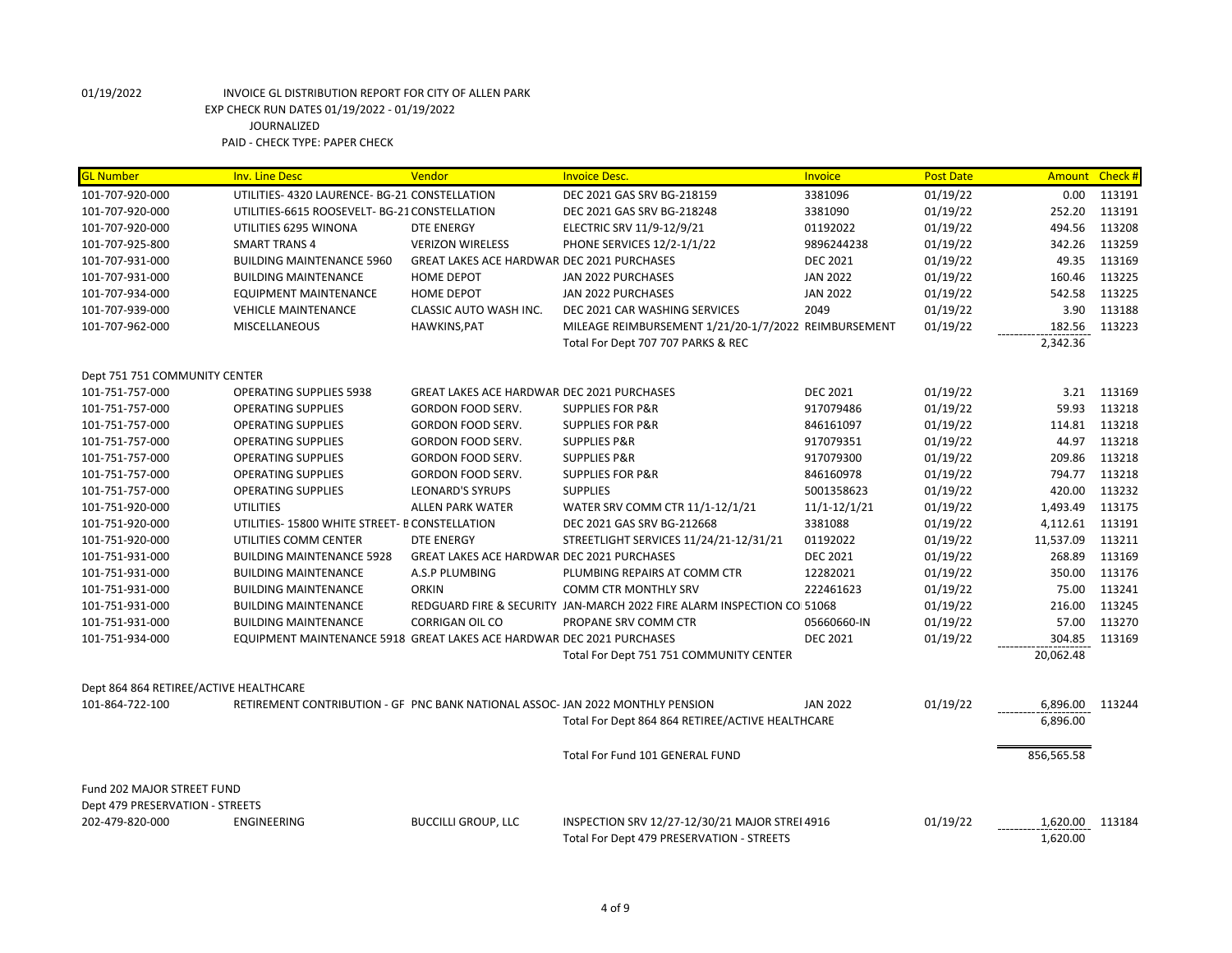01/19/2022 INVOICE GL DISTRIBUTION REPORT FOR CITY OF ALLEN PARK
EXP CHECK RUN DATES 01/19/2022 - 01/19/2022
JOURNALIZED
PAID - CHECK TYPE: PAPER CHECK

| GL Number | Inv. Line Desc | Vendor | Invoice Desc. | Invoice | Post Date | Amount | Check # |
|---|---|---|---|---|---|---|---|
| 101-707-920-000 | UTILITIES- 4320 LAURENCE- BG-21 CONSTELLATION | | DEC 2021 GAS SRV BG-218159 | 3381096 | 01/19/22 | 0.00 | 113191 |
| 101-707-920-000 | UTILITIES-6615 ROOSEVELT- BG-21 CONSTELLATION | | DEC 2021 GAS SRV BG-218248 | 3381090 | 01/19/22 | 252.20 | 113191 |
| 101-707-920-000 | UTILITIES 6295 WINONA | DTE ENERGY | ELECTRIC SRV 11/9-12/9/21 | 01192022 | 01/19/22 | 494.56 | 113208 |
| 101-707-925-800 | SMART TRANS 4 | VERIZON WIRELESS | PHONE SERVICES 12/2-1/1/22 | 9896244238 | 01/19/22 | 342.26 | 113259 |
| 101-707-931-000 | BUILDING MAINTENANCE 5960 | GREAT LAKES ACE HARDWAR | DEC 2021 PURCHASES | DEC 2021 | 01/19/22 | 49.35 | 113169 |
| 101-707-931-000 | BUILDING MAINTENANCE | HOME DEPOT | JAN 2022 PURCHASES | JAN 2022 | 01/19/22 | 160.46 | 113225 |
| 101-707-934-000 | EQUIPMENT MAINTENANCE | HOME DEPOT | JAN 2022 PURCHASES | JAN 2022 | 01/19/22 | 542.58 | 113225 |
| 101-707-939-000 | VEHICLE MAINTENANCE | CLASSIC AUTO WASH INC. | DEC 2021 CAR WASHING SERVICES | 2049 | 01/19/22 | 3.90 | 113188 |
| 101-707-962-000 | MISCELLANEOUS | HAWKINS,PAT | MILEAGE REIMBURSEMENT 1/21/20-1/7/2022 | REIMBURSEMENT | 01/19/22 | 182.56 | 113223 |
| | | | Total For Dept 707 707 PARKS & REC | | | 2,342.36 | |
| Dept 751 751 COMMUNITY CENTER | | | | | | | |
| 101-751-757-000 | OPERATING SUPPLIES 5938 | GREAT LAKES ACE HARDWAR | DEC 2021 PURCHASES | DEC 2021 | 01/19/22 | 3.21 | 113169 |
| 101-751-757-000 | OPERATING SUPPLIES | GORDON FOOD SERV. | SUPPLIES FOR P&R | 917079486 | 01/19/22 | 59.93 | 113218 |
| 101-751-757-000 | OPERATING SUPPLIES | GORDON FOOD SERV. | SUPPLIES FOR P&R | 846161097 | 01/19/22 | 114.81 | 113218 |
| 101-751-757-000 | OPERATING SUPPLIES | GORDON FOOD SERV. | SUPPLIES P&R | 917079351 | 01/19/22 | 44.97 | 113218 |
| 101-751-757-000 | OPERATING SUPPLIES | GORDON FOOD SERV. | SUPPLIES P&R | 917079300 | 01/19/22 | 209.86 | 113218 |
| 101-751-757-000 | OPERATING SUPPLIES | GORDON FOOD SERV. | SUPPLIES FOR P&R | 846160978 | 01/19/22 | 794.77 | 113218 |
| 101-751-757-000 | OPERATING SUPPLIES | LEONARD'S SYRUPS | SUPPLIES | 5001358623 | 01/19/22 | 420.00 | 113232 |
| 101-751-920-000 | UTILITIES | ALLEN PARK WATER | WATER SRV COMM CTR 11/1-12/1/21 | 11/1-12/1/21 | 01/19/22 | 1,493.49 | 113175 |
| 101-751-920-000 | UTILITIES- 15800 WHITE STREET- B CONSTELLATION | | DEC 2021 GAS SRV BG-212668 | 3381088 | 01/19/22 | 4,112.61 | 113191 |
| 101-751-920-000 | UTILITIES COMM CENTER | DTE ENERGY | STREETLIGHT SERVICES 11/24/21-12/31/21 | 01192022 | 01/19/22 | 11,537.09 | 113211 |
| 101-751-931-000 | BUILDING MAINTENANCE 5928 | GREAT LAKES ACE HARDWAR | DEC 2021 PURCHASES | DEC 2021 | 01/19/22 | 268.89 | 113169 |
| 101-751-931-000 | BUILDING MAINTENANCE | A.S.P PLUMBING | PLUMBING REPAIRS AT COMM CTR | 12282021 | 01/19/22 | 350.00 | 113176 |
| 101-751-931-000 | BUILDING MAINTENANCE | ORKIN | COMM CTR MONTHLY SRV | 222461623 | 01/19/22 | 75.00 | 113241 |
| 101-751-931-000 | BUILDING MAINTENANCE | REDGUARD FIRE & SECURITY | JAN-MARCH 2022 FIRE ALARM INSPECTION CO | 51068 | 01/19/22 | 216.00 | 113245 |
| 101-751-931-000 | BUILDING MAINTENANCE | CORRIGAN OIL CO | PROPANE SRV COMM CTR | 05660660-IN | 01/19/22 | 57.00 | 113270 |
| 101-751-934-000 | EQUIPMENT MAINTENANCE 5918 | GREAT LAKES ACE HARDWAR | DEC 2021 PURCHASES | DEC 2021 | 01/19/22 | 304.85 | 113169 |
| | | | Total For Dept 751 751 COMMUNITY CENTER | | | 20,062.48 | |
| Dept 864 864 RETIREE/ACTIVE HEALTHCARE | | | | | | | |
| 101-864-722-100 | RETIREMENT CONTRIBUTION - GF | PNC BANK NATIONAL ASSOC- | JAN 2022 MONTHLY PENSION | JAN 2022 | 01/19/22 | 6,896.00 | 113244 |
| | | | Total For Dept 864 864 RETIREE/ACTIVE HEALTHCARE | | | 6,896.00 | |
| | | | Total For Fund 101 GENERAL FUND | | | 856,565.58 | |
| Fund 202 MAJOR STREET FUND | | | | | | | |
| Dept 479 PRESERVATION - STREETS | | | | | | | |
| 202-479-820-000 | ENGINEERING | BUCCILLI GROUP, LLC | INSPECTION SRV 12/27-12/30/21 MAJOR STREI | 4916 | 01/19/22 | 1,620.00 | 113184 |
| | | | Total For Dept 479 PRESERVATION - STREETS | | | 1,620.00 | |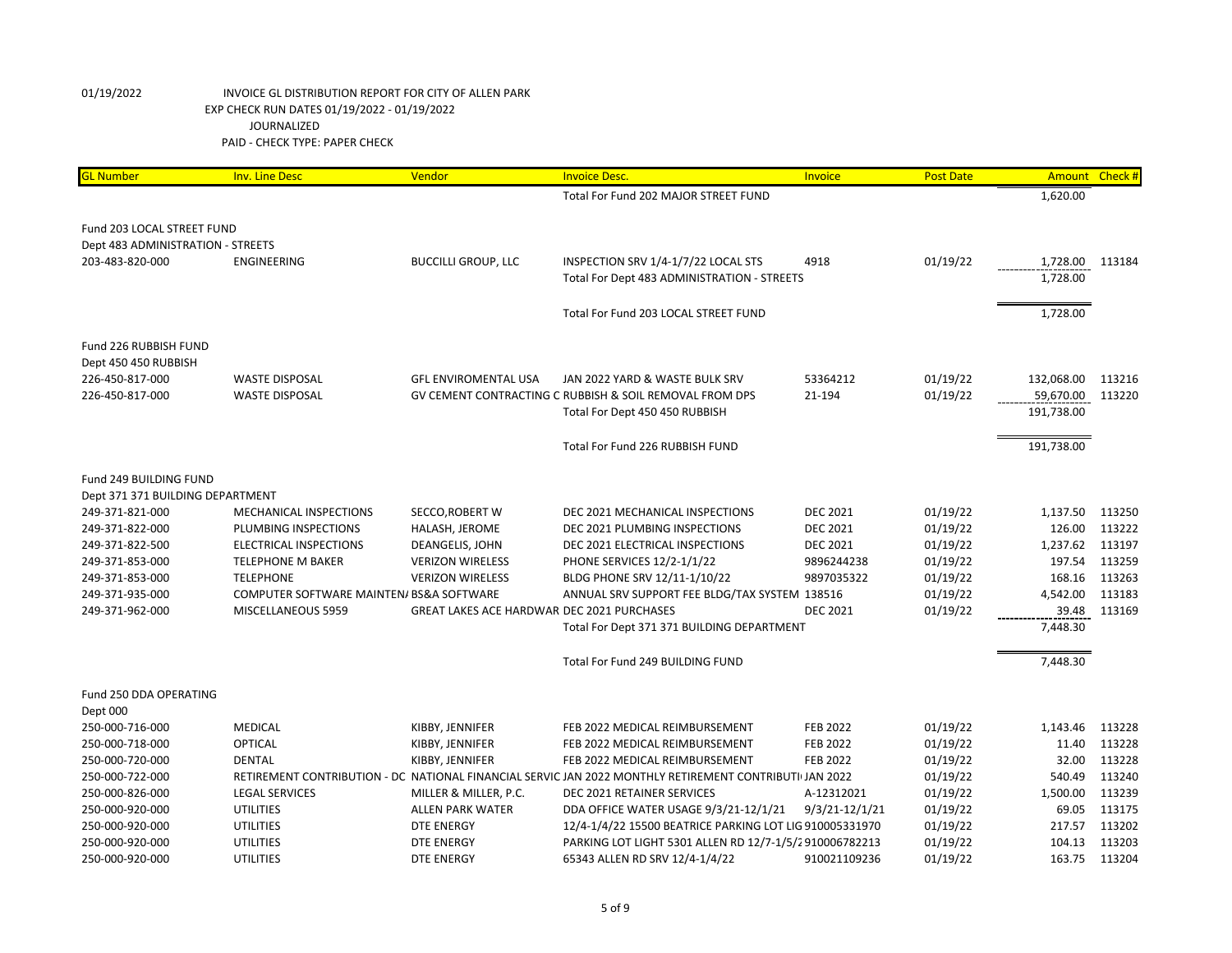01/19/2022 INVOICE GL DISTRIBUTION REPORT FOR CITY OF ALLEN PARK
EXP CHECK RUN DATES 01/19/2022 - 01/19/2022
JOURNALIZED
PAID - CHECK TYPE: PAPER CHECK

| GL Number | Inv. Line Desc | Vendor | Invoice Desc. | Invoice | Post Date | Amount | Check # |
|---|---|---|---|---|---|---|---|
| | | | Total For Fund 202 MAJOR STREET FUND | | | 1,620.00 | |
| Fund 203 LOCAL STREET FUND | | | | | | | |
| Dept 483 ADMINISTRATION - STREETS | | | | | | | |
| 203-483-820-000 | ENGINEERING | BUCCILLI GROUP, LLC | INSPECTION SRV 1/4-1/7/22 LOCAL STS | 4918 | 01/19/22 | 1,728.00 | 113184 |
| | | | Total For Dept 483 ADMINISTRATION - STREETS | | | 1,728.00 | |
| | | | Total For Fund 203 LOCAL STREET FUND | | | 1,728.00 | |
| Fund 226 RUBBISH FUND | | | | | | | |
| Dept 450 450 RUBBISH | | | | | | | |
| 226-450-817-000 | WASTE DISPOSAL | GFL ENVIROMENTAL USA | JAN 2022 YARD & WASTE BULK SRV | 53364212 | 01/19/22 | 132,068.00 | 113216 |
| 226-450-817-000 | WASTE DISPOSAL | GV CEMENT CONTRACTING C | RUBBISH & SOIL REMOVAL FROM DPS | 21-194 | 01/19/22 | 59,670.00 | 113220 |
| | | | Total For Dept 450 450 RUBBISH | | | 191,738.00 | |
| | | | Total For Fund 226 RUBBISH FUND | | | 191,738.00 | |
| Fund 249 BUILDING FUND | | | | | | | |
| Dept 371 371 BUILDING DEPARTMENT | | | | | | | |
| 249-371-821-000 | MECHANICAL INSPECTIONS | SECCO,ROBERT W | DEC 2021 MECHANICAL INSPECTIONS | DEC 2021 | 01/19/22 | 1,137.50 | 113250 |
| 249-371-822-000 | PLUMBING INSPECTIONS | HALASH, JEROME | DEC 2021 PLUMBING INSPECTIONS | DEC 2021 | 01/19/22 | 126.00 | 113222 |
| 249-371-822-500 | ELECTRICAL INSPECTIONS | DEANGELIS, JOHN | DEC 2021 ELECTRICAL INSPECTIONS | DEC 2021 | 01/19/22 | 1,237.62 | 113197 |
| 249-371-853-000 | TELEPHONE M BAKER | VERIZON WIRELESS | PHONE SERVICES 12/2-1/1/22 | 9896244238 | 01/19/22 | 197.54 | 113259 |
| 249-371-853-000 | TELEPHONE | VERIZON WIRELESS | BLDG PHONE SRV 12/11-1/10/22 | 9897035322 | 01/19/22 | 168.16 | 113263 |
| 249-371-935-000 | COMPUTER SOFTWARE MAINTEN/ | BS&A SOFTWARE | ANNUAL SRV SUPPORT FEE BLDG/TAX SYSTEM | 138516 | 01/19/22 | 4,542.00 | 113183 |
| 249-371-962-000 | MISCELLANEOUS 5959 | GREAT LAKES ACE HARDWAR | DEC 2021 PURCHASES | DEC 2021 | 01/19/22 | 39.48 | 113169 |
| | | | Total For Dept 371 371 BUILDING DEPARTMENT | | | 7,448.30 | |
| | | | Total For Fund 249 BUILDING FUND | | | 7,448.30 | |
| Fund 250 DDA OPERATING | | | | | | | |
| Dept 000 | | | | | | | |
| 250-000-716-000 | MEDICAL | KIBBY, JENNIFER | FEB 2022 MEDICAL REIMBURSEMENT | FEB 2022 | 01/19/22 | 1,143.46 | 113228 |
| 250-000-718-000 | OPTICAL | KIBBY, JENNIFER | FEB 2022 MEDICAL REIMBURSEMENT | FEB 2022 | 01/19/22 | 11.40 | 113228 |
| 250-000-720-000 | DENTAL | KIBBY, JENNIFER | FEB 2022 MEDICAL REIMBURSEMENT | FEB 2022 | 01/19/22 | 32.00 | 113228 |
| 250-000-722-000 | RETIREMENT CONTRIBUTION - DC | NATIONAL FINANCIAL SERVIC | JAN 2022 MONTHLY RETIREMENT CONTRIBUTI | JAN 2022 | 01/19/22 | 540.49 | 113240 |
| 250-000-826-000 | LEGAL SERVICES | MILLER & MILLER, P.C. | DEC 2021 RETAINER SERVICES | A-12312021 | 01/19/22 | 1,500.00 | 113239 |
| 250-000-920-000 | UTILITIES | ALLEN PARK WATER | DDA OFFICE WATER USAGE 9/3/21-12/1/21 | 9/3/21-12/1/21 | 01/19/22 | 69.05 | 113175 |
| 250-000-920-000 | UTILITIES | DTE ENERGY | 12/4-1/4/22 15500 BEATRICE PARKING LOT LIG | 910005331970 | 01/19/22 | 217.57 | 113202 |
| 250-000-920-000 | UTILITIES | DTE ENERGY | PARKING LOT LIGHT 5301 ALLEN RD 12/7-1/5/2 | 910006782213 | 01/19/22 | 104.13 | 113203 |
| 250-000-920-000 | UTILITIES | DTE ENERGY | 65343 ALLEN RD SRV 12/4-1/4/22 | 910021109236 | 01/19/22 | 163.75 | 113204 |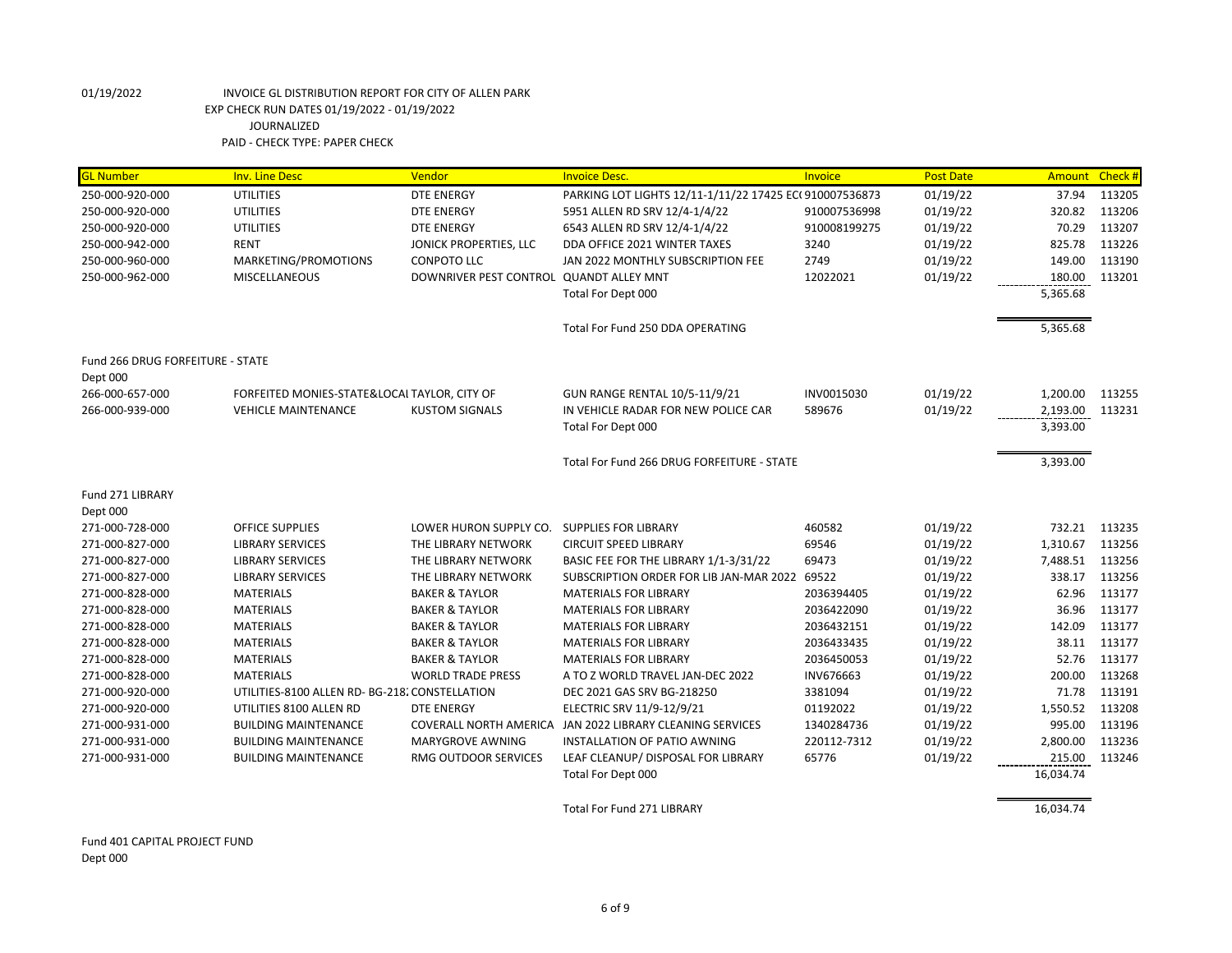01/19/2022 INVOICE GL DISTRIBUTION REPORT FOR CITY OF ALLEN PARK
EXP CHECK RUN DATES 01/19/2022 - 01/19/2022
JOURNALIZED
PAID - CHECK TYPE: PAPER CHECK

| GL Number | Inv. Line Desc | Vendor | Invoice Desc. | Invoice | Post Date | Amount | Check # |
|---|---|---|---|---|---|---|---|
| 250-000-920-000 | UTILITIES | DTE ENERGY | PARKING LOT LIGHTS 12/11-1/11/22 17425 EC( | 910007536873 | 01/19/22 | 37.94 | 113205 |
| 250-000-920-000 | UTILITIES | DTE ENERGY | 5951 ALLEN RD SRV 12/4-1/4/22 | 910007536998 | 01/19/22 | 320.82 | 113206 |
| 250-000-920-000 | UTILITIES | DTE ENERGY | 6543 ALLEN RD SRV 12/4-1/4/22 | 910008199275 | 01/19/22 | 70.29 | 113207 |
| 250-000-942-000 | RENT | JONICK PROPERTIES, LLC | DDA OFFICE 2021 WINTER TAXES | 3240 | 01/19/22 | 825.78 | 113226 |
| 250-000-960-000 | MARKETING/PROMOTIONS | CONPOTO LLC | JAN 2022 MONTHLY SUBSCRIPTION FEE | 2749 | 01/19/22 | 149.00 | 113190 |
| 250-000-962-000 | MISCELLANEOUS | DOWNRIVER PEST CONTROL | QUANDT ALLEY MNT | 12022021 | 01/19/22 | 180.00 | 113201 |
| | | | Total For Dept 000 | | | 5,365.68 | |
| | | | Total For Fund 250 DDA OPERATING | | | 5,365.68 | |
| Fund 266 DRUG FORFEITURE - STATE | | | | | | | |
| Dept 000 | | | | | | | |
| 266-000-657-000 | FORFEITED MONIES-STATE&LOCAL | TAYLOR, CITY OF | GUN RANGE RENTAL 10/5-11/9/21 | INV0015030 | 01/19/22 | 1,200.00 | 113255 |
| 266-000-939-000 | VEHICLE MAINTENANCE | KUSTOM SIGNALS | IN VEHICLE RADAR FOR NEW POLICE CAR | 589676 | 01/19/22 | 2,193.00 | 113231 |
| | | | Total For Dept 000 | | | 3,393.00 | |
| | | | Total For Fund 266 DRUG FORFEITURE - STATE | | | 3,393.00 | |
| Fund 271 LIBRARY | | | | | | | |
| Dept 000 | | | | | | | |
| 271-000-728-000 | OFFICE SUPPLIES | LOWER HURON SUPPLY CO. | SUPPLIES FOR LIBRARY | 460582 | 01/19/22 | 732.21 | 113235 |
| 271-000-827-000 | LIBRARY SERVICES | THE LIBRARY NETWORK | CIRCUIT SPEED LIBRARY | 69546 | 01/19/22 | 1,310.67 | 113256 |
| 271-000-827-000 | LIBRARY SERVICES | THE LIBRARY NETWORK | BASIC FEE FOR THE LIBRARY 1/1-3/31/22 | 69473 | 01/19/22 | 7,488.51 | 113256 |
| 271-000-827-000 | LIBRARY SERVICES | THE LIBRARY NETWORK | SUBSCRIPTION ORDER FOR LIB JAN-MAR 2022 | 69522 | 01/19/22 | 338.17 | 113256 |
| 271-000-828-000 | MATERIALS | BAKER & TAYLOR | MATERIALS FOR LIBRARY | 2036394405 | 01/19/22 | 62.96 | 113177 |
| 271-000-828-000 | MATERIALS | BAKER & TAYLOR | MATERIALS FOR LIBRARY | 2036422090 | 01/19/22 | 36.96 | 113177 |
| 271-000-828-000 | MATERIALS | BAKER & TAYLOR | MATERIALS FOR LIBRARY | 2036432151 | 01/19/22 | 142.09 | 113177 |
| 271-000-828-000 | MATERIALS | BAKER & TAYLOR | MATERIALS FOR LIBRARY | 2036433435 | 01/19/22 | 38.11 | 113177 |
| 271-000-828-000 | MATERIALS | BAKER & TAYLOR | MATERIALS FOR LIBRARY | 2036450053 | 01/19/22 | 52.76 | 113177 |
| 271-000-828-000 | MATERIALS | WORLD TRADE PRESS | A TO Z WORLD TRAVEL JAN-DEC 2022 | INV676663 | 01/19/22 | 200.00 | 113268 |
| 271-000-920-000 | UTILITIES-8100 ALLEN RD- BG-218 | CONSTELLATION | DEC 2021 GAS SRV BG-218250 | 3381094 | 01/19/22 | 71.78 | 113191 |
| 271-000-920-000 | UTILITIES 8100 ALLEN RD | DTE ENERGY | ELECTRIC SRV 11/9-12/9/21 | 01192022 | 01/19/22 | 1,550.52 | 113208 |
| 271-000-931-000 | BUILDING MAINTENANCE | COVERALL NORTH AMERICA | JAN 2022 LIBRARY CLEANING SERVICES | 1340284736 | 01/19/22 | 995.00 | 113196 |
| 271-000-931-000 | BUILDING MAINTENANCE | MARYGROVE AWNING | INSTALLATION OF PATIO AWNING | 220112-7312 | 01/19/22 | 2,800.00 | 113236 |
| 271-000-931-000 | BUILDING MAINTENANCE | RMG OUTDOOR SERVICES | LEAF CLEANUP/ DISPOSAL FOR LIBRARY | 65776 | 01/19/22 | 215.00 | 113246 |
| | | | Total For Dept 000 | | | 16,034.74 | |
| | | | Total For Fund 271 LIBRARY | | | 16,034.74 | |

Fund 401 CAPITAL PROJECT FUND
Dept 000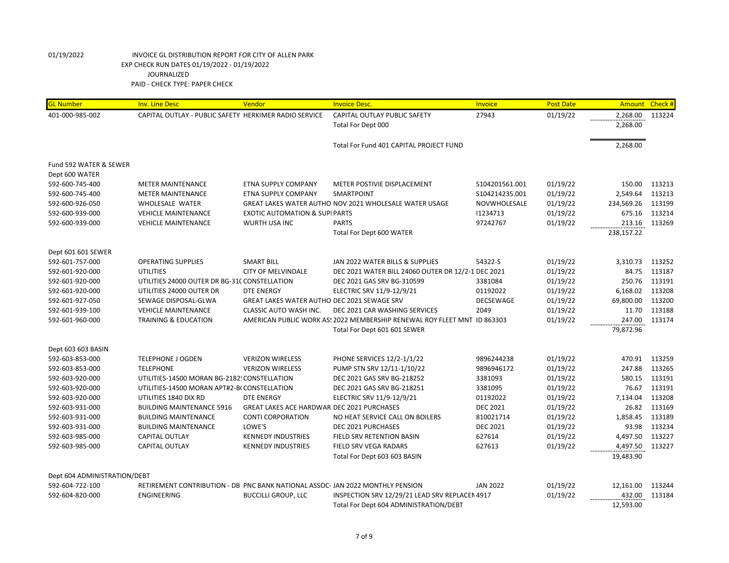01/19/2022 INVOICE GL DISTRIBUTION REPORT FOR CITY OF ALLEN PARK
EXP CHECK RUN DATES 01/19/2022 - 01/19/2022
JOURNALIZED
PAID - CHECK TYPE: PAPER CHECK

| GL Number | Inv. Line Desc | Vendor | Invoice Desc. | Invoice | Post Date | Amount | Check # |
|---|---|---|---|---|---|---|---|
| 401-000-985-002 | CAPITAL OUTLAY - PUBLIC SAFETY | HERKIMER RADIO SERVICE | CAPITAL OUTLAY PUBLIC SAFETY | 27943 | 01/19/22 | 2,268.00 | 113224 |
| | | | Total For Dept 000 | | | 2,268.00 | |
| | | | Total For Fund 401 CAPITAL PROJECT FUND | | | 2,268.00 | |
| Fund 592 WATER & SEWER | | | | | | | |
| Dept 600 WATER | | | | | | | |
| 592-600-745-400 | METER MAINTENANCE | ETNA SUPPLY COMPANY | METER POSTIVIE DISPLACEMENT | S104201561.001 | 01/19/22 | 150.00 | 113213 |
| 592-600-745-400 | METER MAINTENANCE | ETNA SUPPLY COMPANY | SMARTPOINT | S104214235.001 | 01/19/22 | 2,549.64 | 113213 |
| 592-600-926-050 | WHOLESALE WATER | GREAT LAKES WATER AUTHO | NOV 2021 WHOLESALE WATER USAGE | NOVWHOLESALE | 01/19/22 | 234,569.26 | 113199 |
| 592-600-939-000 | VEHICLE MAINTENANCE | EXOTIC AUTOMATION & SUPI | PARTS | I1234713 | 01/19/22 | 675.16 | 113214 |
| 592-600-939-000 | VEHICLE MAINTENANCE | WURTH USA INC | PARTS | 97242767 | 01/19/22 | 213.16 | 113269 |
| | | | Total For Dept 600 WATER | | | 238,157.22 | |
| Dept 601 601 SEWER | | | | | | | |
| 592-601-757-000 | OPERATING SUPPLIES | SMART BILL | JAN 2022 WATER BILLS & SUPPLIES | 54322-S | 01/19/22 | 3,310.73 | 113252 |
| 592-601-920-000 | UTILITIES | CITY OF MELVINDALE | DEC 2021 WATER BILL 24060 OUTER DR 12/2-1 | DEC 2021 | 01/19/22 | 84.75 | 113187 |
| 592-601-920-000 | UTILITIES 24000 OUTER DR BG-31( | CONSTELLATION | DEC 2021 GAS SRV BG-310599 | 3381084 | 01/19/22 | 250.76 | 113191 |
| 592-601-920-000 | UTILITIES 24000 OUTER DR | DTE ENERGY | ELECTRIC SRV 11/9-12/9/21 | 01192022 | 01/19/22 | 6,168.02 | 113208 |
| 592-601-927-050 | SEWAGE DISPOSAL-GLWA | GREAT LAKES WATER AUTHO | DEC 2021 SEWAGE SRV | DECSEWAGE | 01/19/22 | 69,800.00 | 113200 |
| 592-601-939-100 | VEHICLE MAINTENANCE | CLASSIC AUTO WASH INC. | DEC 2021 CAR WASHING SERVICES | 2049 | 01/19/22 | 11.70 | 113188 |
| 592-601-960-000 | TRAINING & EDUCATION | AMERICAN PUBLIC WORK AS: | 2022 MEMBERSHIP RENEWAL ROY FLEET MNT | ID 863303 | 01/19/22 | 247.00 | 113174 |
| | | | Total For Dept 601 601 SEWER | | | 79,872.96 | |
| Dept 603 603 BASIN | | | | | | | |
| 592-603-853-000 | TELEPHONE J OGDEN | VERIZON WIRELESS | PHONE SERVICES 12/2-1/1/22 | 9896244238 | 01/19/22 | 470.91 | 113259 |
| 592-603-853-000 | TELEPHONE | VERIZON WIRELESS | PUMP STN SRV 12/11-1/10/22 | 9896946172 | 01/19/22 | 247.88 | 113265 |
| 592-603-920-000 | UTILITIES-14500 MORAN BG-2182! | CONSTELLATION | DEC 2021 GAS SRV BG-218252 | 3381093 | 01/19/22 | 580.15 | 113191 |
| 592-603-920-000 | UTILITIES-14500 MORAN APT#2-B( | CONSTELLATION | DEC 2021 GAS SRV BG-218251 | 3381095 | 01/19/22 | 76.67 | 113191 |
| 592-603-920-000 | UTILITIES 1840 DIX RD | DTE ENERGY | ELECTRIC SRV 11/9-12/9/21 | 01192022 | 01/19/22 | 7,134.04 | 113208 |
| 592-603-931-000 | BUILDING MAINTENANCE 5916 | GREAT LAKES ACE HARDWAR | DEC 2021 PURCHASES | DEC 2021 | 01/19/22 | 26.82 | 113169 |
| 592-603-931-000 | BUILDING MAINTENANCE | CONTI CORPORATION | NO HEAT SERVICE CALL ON BOILERS | 810021714 | 01/19/22 | 1,858.45 | 113189 |
| 592-603-931-000 | BUILDING MAINTENANCE | LOWE'S | DEC 2021 PURCHASES | DEC 2021 | 01/19/22 | 93.98 | 113234 |
| 592-603-985-000 | CAPITAL OUTLAY | KENNEDY INDUSTRIES | FIELD SRV RETENTION BASIN | 627614 | 01/19/22 | 4,497.50 | 113227 |
| 592-603-985-000 | CAPITAL OUTLAY | KENNEDY INDUSTRIES | FIELD SRV VEGA RADARS | 627613 | 01/19/22 | 4,497.50 | 113227 |
| | | | Total For Dept 603 603 BASIN | | | 19,483.90 | |
| Dept 604 ADMINISTRATION/DEBT | | | | | | | |
| 592-604-722-100 | RETIREMENT CONTRIBUTION - DB | PNC BANK NATIONAL ASSOC- | JAN 2022 MONTHLY PENSION | JAN 2022 | 01/19/22 | 12,161.00 | 113244 |
| 592-604-820-000 | ENGINEERING | BUCCILLI GROUP, LLC | INSPECTION SRV 12/29/21 LEAD SRV REPLACEM | 4917 | 01/19/22 | 432.00 | 113184 |
| | | | Total For Dept 604 ADMINISTRATION/DEBT | | | 12,593.00 | |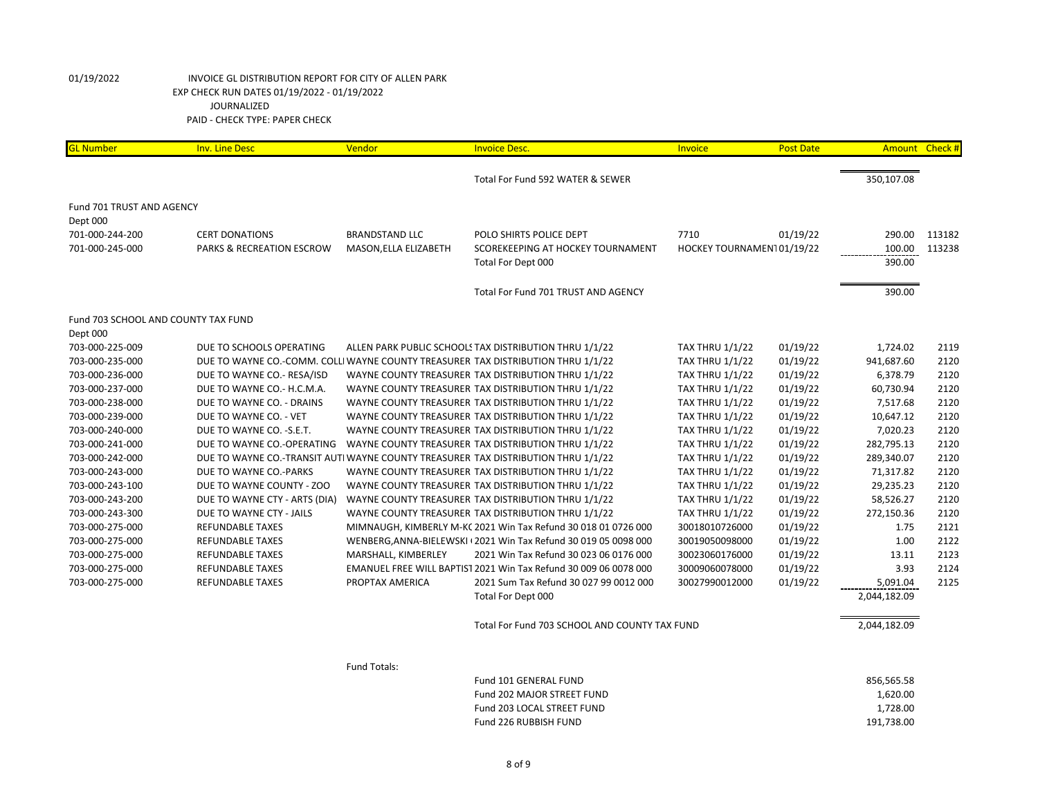01/19/2022 INVOICE GL DISTRIBUTION REPORT FOR CITY OF ALLEN PARK
EXP CHECK RUN DATES 01/19/2022 - 01/19/2022
JOURNALIZED
PAID - CHECK TYPE: PAPER CHECK

| GL Number | Inv. Line Desc | Vendor | Invoice Desc. | Invoice | Post Date | Amount | Check # |
|---|---|---|---|---|---|---|---|
| | | | Total For Fund 592 WATER & SEWER | | | 350,107.08 | |
| Fund 701 TRUST AND AGENCY | | | | | | | |
| Dept 000 | | | | | | | |
| 701-000-244-200 | CERT DONATIONS | BRANDSTAND LLC | POLO SHIRTS POLICE DEPT | 7710 | 01/19/22 | 290.00 | 113182 |
| 701-000-245-000 | PARKS & RECREATION ESCROW | MASON,ELLA ELIZABETH | SCOREKEEPING AT HOCKEY TOURNAMENT | HOCKEY TOURNAMENT | 01/19/22 | 100.00 | 113238 |
| | | | Total For Dept 000 | | | 390.00 | |
| | | | Total For Fund 701 TRUST AND AGENCY | | | 390.00 | |
| Fund 703 SCHOOL AND COUNTY TAX FUND | | | | | | | |
| Dept 000 | | | | | | | |
| 703-000-225-009 | DUE TO SCHOOLS OPERATING | ALLEN PARK PUBLIC SCHOOLS | TAX DISTRIBUTION THRU 1/1/22 | TAX THRU 1/1/22 | 01/19/22 | 1,724.02 | 2119 |
| 703-000-235-000 | DUE TO WAYNE CO.-COMM. COLL | WAYNE COUNTY TREASURER | TAX DISTRIBUTION THRU 1/1/22 | TAX THRU 1/1/22 | 01/19/22 | 941,687.60 | 2120 |
| 703-000-236-000 | DUE TO WAYNE CO.- RESA/ISD | WAYNE COUNTY TREASURER | TAX DISTRIBUTION THRU 1/1/22 | TAX THRU 1/1/22 | 01/19/22 | 6,378.79 | 2120 |
| 703-000-237-000 | DUE TO WAYNE CO.- H.C.M.A. | WAYNE COUNTY TREASURER | TAX DISTRIBUTION THRU 1/1/22 | TAX THRU 1/1/22 | 01/19/22 | 60,730.94 | 2120 |
| 703-000-238-000 | DUE TO WAYNE CO. - DRAINS | WAYNE COUNTY TREASURER | TAX DISTRIBUTION THRU 1/1/22 | TAX THRU 1/1/22 | 01/19/22 | 7,517.68 | 2120 |
| 703-000-239-000 | DUE TO WAYNE CO. - VET | WAYNE COUNTY TREASURER | TAX DISTRIBUTION THRU 1/1/22 | TAX THRU 1/1/22 | 01/19/22 | 10,647.12 | 2120 |
| 703-000-240-000 | DUE TO WAYNE CO. -S.E.T. | WAYNE COUNTY TREASURER | TAX DISTRIBUTION THRU 1/1/22 | TAX THRU 1/1/22 | 01/19/22 | 7,020.23 | 2120 |
| 703-000-241-000 | DUE TO WAYNE CO.-OPERATING | WAYNE COUNTY TREASURER | TAX DISTRIBUTION THRU 1/1/22 | TAX THRU 1/1/22 | 01/19/22 | 282,795.13 | 2120 |
| 703-000-242-000 | DUE TO WAYNE CO.-TRANSIT AUTI | WAYNE COUNTY TREASURER | TAX DISTRIBUTION THRU 1/1/22 | TAX THRU 1/1/22 | 01/19/22 | 289,340.07 | 2120 |
| 703-000-243-000 | DUE TO WAYNE CO.-PARKS | WAYNE COUNTY TREASURER | TAX DISTRIBUTION THRU 1/1/22 | TAX THRU 1/1/22 | 01/19/22 | 71,317.82 | 2120 |
| 703-000-243-100 | DUE TO WAYNE COUNTY - ZOO | WAYNE COUNTY TREASURER | TAX DISTRIBUTION THRU 1/1/22 | TAX THRU 1/1/22 | 01/19/22 | 29,235.23 | 2120 |
| 703-000-243-200 | DUE TO WAYNE CTY - ARTS (DIA) | WAYNE COUNTY TREASURER | TAX DISTRIBUTION THRU 1/1/22 | TAX THRU 1/1/22 | 01/19/22 | 58,526.27 | 2120 |
| 703-000-243-300 | DUE TO WAYNE CTY - JAILS | WAYNE COUNTY TREASURER | TAX DISTRIBUTION THRU 1/1/22 | TAX THRU 1/1/22 | 01/19/22 | 272,150.36 | 2120 |
| 703-000-275-000 | REFUNDABLE TAXES | MIMNAUGH, KIMBERLY M-KC | 2021 Win Tax Refund 30 018 01 0726 000 | 30018010726000 | 01/19/22 | 1.75 | 2121 |
| 703-000-275-000 | REFUNDABLE TAXES | WENBERG,ANNA-BIELEWSKI ( | 2021 Win Tax Refund 30 019 05 0098 000 | 30019050098000 | 01/19/22 | 1.00 | 2122 |
| 703-000-275-000 | REFUNDABLE TAXES | MARSHALL, KIMBERLEY | 2021 Win Tax Refund 30 023 06 0176 000 | 30023060176000 | 01/19/22 | 13.11 | 2123 |
| 703-000-275-000 | REFUNDABLE TAXES | EMANUEL FREE WILL BAPTIST | 2021 Win Tax Refund 30 009 06 0078 000 | 30009060078000 | 01/19/22 | 3.93 | 2124 |
| 703-000-275-000 | REFUNDABLE TAXES | PROPTAX AMERICA | 2021 Sum Tax Refund 30 027 99 0012 000 | 30027990012000 | 01/19/22 | 5,091.04 | 2125 |
| | | | Total For Dept 000 | | | 2,044,182.09 | |
| | | | Total For Fund 703 SCHOOL AND COUNTY TAX FUND | | | 2,044,182.09 | |

Fund Totals:

| Fund | Amount |
|---|---|
| Fund 101 GENERAL FUND | 856,565.58 |
| Fund 202 MAJOR STREET FUND | 1,620.00 |
| Fund 203 LOCAL STREET FUND | 1,728.00 |
| Fund 226 RUBBISH FUND | 191,738.00 |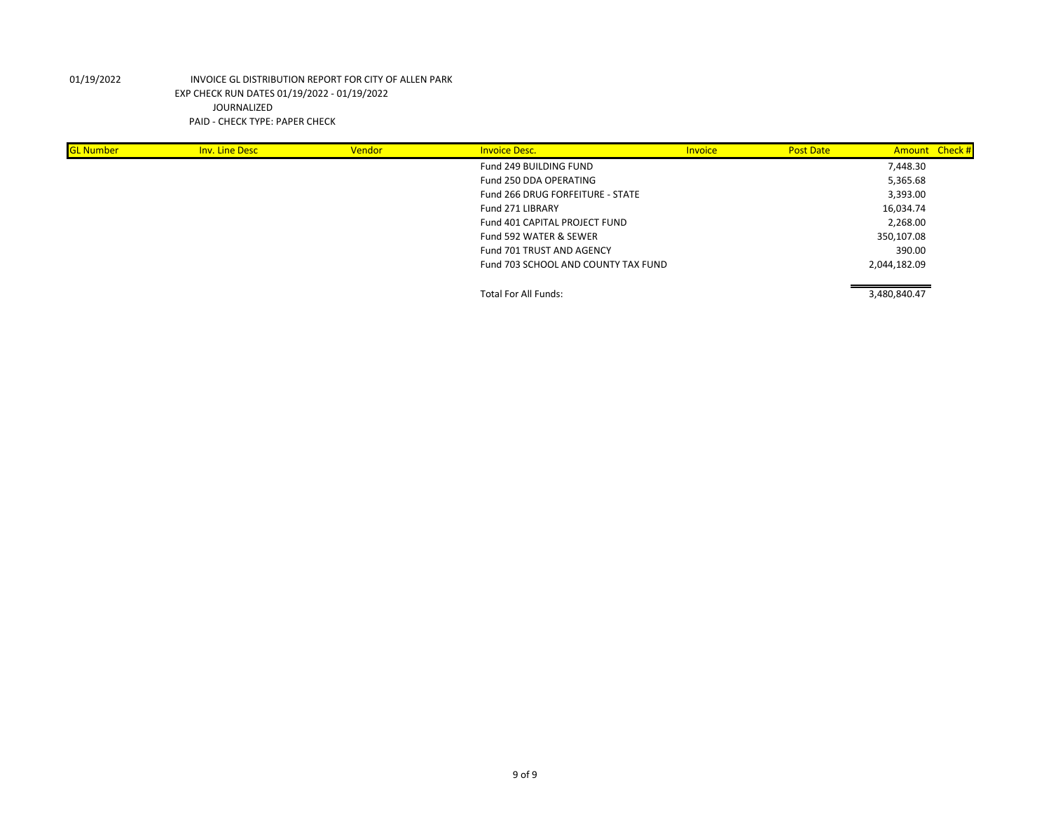01/19/2022 INVOICE GL DISTRIBUTION REPORT FOR CITY OF ALLEN PARK
EXP CHECK RUN DATES 01/19/2022 - 01/19/2022
JOURNALIZED
PAID - CHECK TYPE: PAPER CHECK

| GL Number | Inv. Line Desc | Vendor | Invoice Desc. | Invoice | Post Date | Amount | Check # |
|---|---|---|---|---|---|---|---|
| | | | Fund 249 BUILDING FUND | | | 7,448.30 | |
| | | | Fund 250 DDA OPERATING | | | 5,365.68 | |
| | | | Fund 266 DRUG FORFEITURE - STATE | | | 3,393.00 | |
| | | | Fund 271 LIBRARY | | | 16,034.74 | |
| | | | Fund 401 CAPITAL PROJECT FUND | | | 2,268.00 | |
| | | | Fund 592 WATER & SEWER | | | 350,107.08 | |
| | | | Fund 701 TRUST AND AGENCY | | | 390.00 | |
| | | | Fund 703 SCHOOL AND COUNTY TAX FUND | | | 2,044,182.09 | |
| | | | Total For All Funds: | | | 3,480,840.47 | |